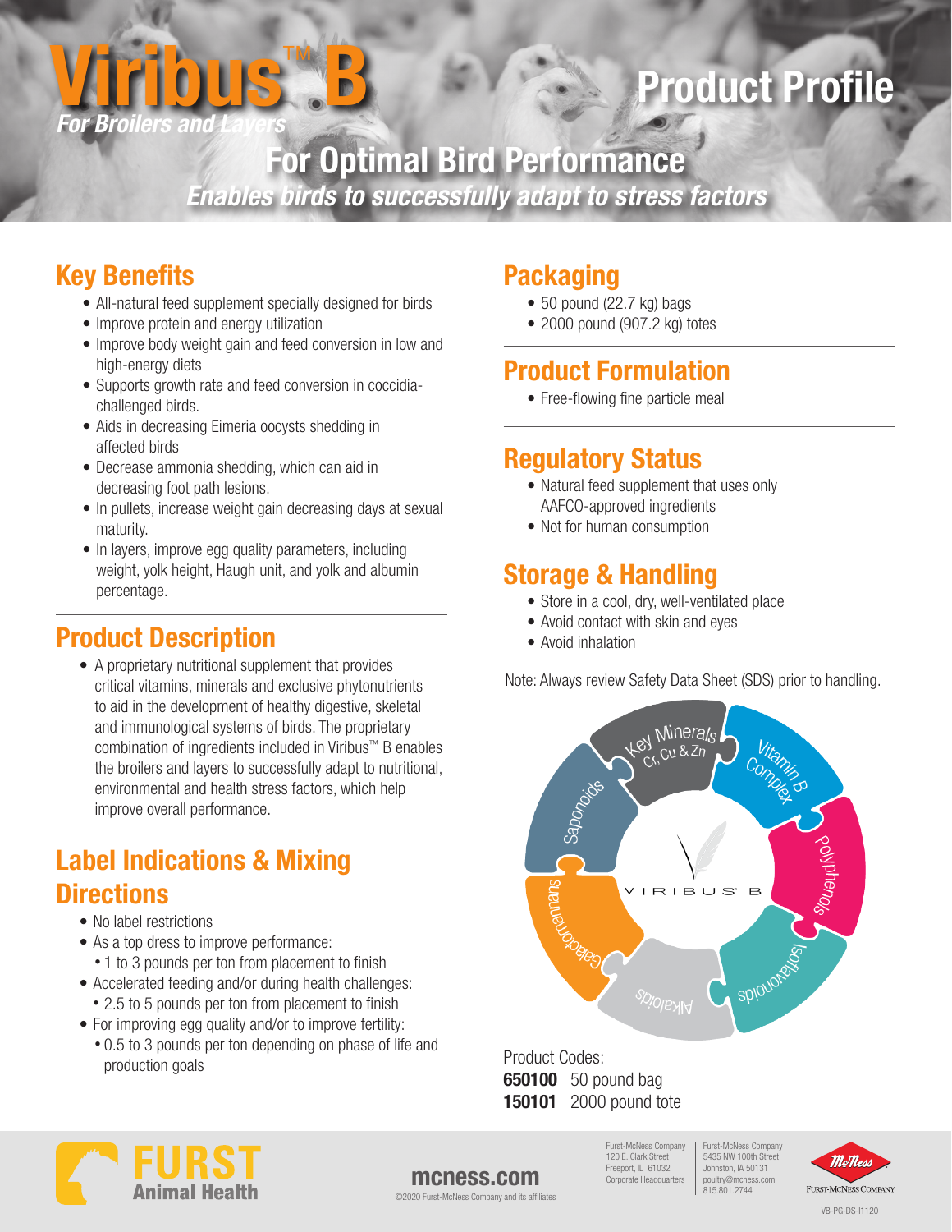# Viribus™ B

*For Broilers and Layers*

# Product Profile

## For Optimal Bird Performance

*Enables birds to successfully adapt to stress factors*

## Key Benefits

- All-natural feed supplement specially designed for birds
- Improve protein and energy utilization
- Improve body weight gain and feed conversion in low and high-energy diets
- Supports growth rate and feed conversion in coccidia-challenged birds.
- Aids in decreasing Eimeria oocysts shedding in affected birds
- Decrease ammonia shedding, which can aid in decreasing foot path lesions.
- In pullets, increase weight gain decreasing days at sexual maturity.
- In layers, improve egg quality parameters, including weight, yolk height, Haugh unit, and yolk and albumin percentage.

## Product Description

- A proprietary nutritional supplement that provides critical vitamins, minerals and exclusive phytonutrients to aid in the development of healthy digestive, skeletal and immunological systems of birds. The proprietary combination of ingredients included in Viribus™ B enables the broilers and layers to successfully adapt to nutritional, environmental and health stress factors, which help improve overall performance.

## Label Indications & Mixing Directions

- No label restrictions
- As a top dress to improve performance:
  - 1 to 3 pounds per ton from placement to finish
- Accelerated feeding and/or during health challenges:
  - 2.5 to 5 pounds per ton from placement to finish
- For improving egg quality and/or to improve fertility:
  - 0.5 to 3 pounds per ton depending on phase of life and production goals

## Packaging

- 50 pound (22.7 kg) bags
- 2000 pound (907.2 kg) totes

## Product Formulation

- Free-flowing fine particle meal

## Regulatory Status

- Natural feed supplement that uses only AAFCO-approved ingredients
- Not for human consumption

## Storage & Handling

- Store in a cool, dry, well-ventilated place
- Avoid contact with skin and eyes
- Avoid inhalation

Note: Always review Safety Data Sheet (SDS) prior to handling.

VIRIBUS B: Key Minerals (Cr, Cu & Zn), Vitamin B Complex, Polyphenols, Isoflavonoids, Alkaloids, Galactomannans, Saponoids

Product Codes:

**650100** 50 pound bag

**150101** 2000 pound tote

FURST Animal Health

mcness.com

©2020 Furst-McNess Company and its affiliates

Furst-McNess Company
120 E. Clark Street
Freeport, IL 61032
Corporate Headquarters

Furst-McNess Company
5435 NW 100th Street
Johnston, IA 50131
poultry@mcness.com
815.801.2744

McNess – Furst-McNess Company

VB-PG-DS-I1120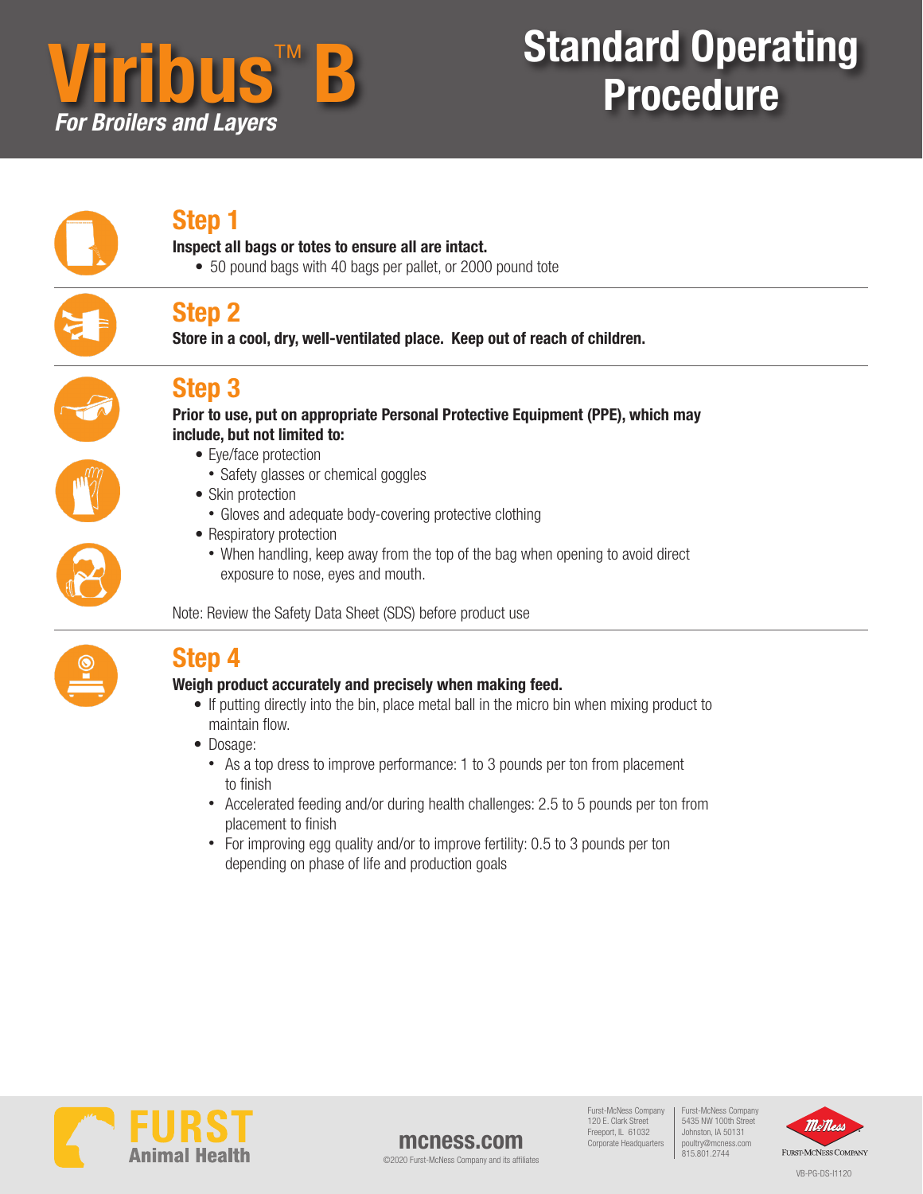# Viribus™ B

*For Broilers and Layers*

# Standard Operating Procedure

## Step 1

**Inspect all bags or totes to ensure all are intact.**

- 50 pound bags with 40 bags per pallet, or 2000 pound tote

## Step 2

**Store in a cool, dry, well-ventilated place. Keep out of reach of children.**

## Step 3

**Prior to use, put on appropriate Personal Protective Equipment (PPE), which may include, but not limited to:**

- Eye/face protection
  - Safety glasses or chemical goggles
- Skin protection
  - Gloves and adequate body-covering protective clothing
- Respiratory protection
  - When handling, keep away from the top of the bag when opening to avoid direct exposure to nose, eyes and mouth.

Note: Review the Safety Data Sheet (SDS) before product use

## Step 4

**Weigh product accurately and precisely when making feed.**

- If putting directly into the bin, place metal ball in the micro bin when mixing product to maintain flow.
- Dosage:
  - As a top dress to improve performance: 1 to 3 pounds per ton from placement to finish
  - Accelerated feeding and/or during health challenges: 2.5 to 5 pounds per ton from placement to finish
  - For improving egg quality and/or to improve fertility: 0.5 to 3 pounds per ton depending on phase of life and production goals

FURST Animal Health

mcness.com

©2020 Furst-McNess Company and its affiliates

Furst-McNess Company
120 E. Clark Street
Freeport, IL 61032
Corporate Headquarters

Furst-McNess Company
5435 NW 100th Street
Johnston, IA 50131
poultry@mcness.com
815.801.2744

McNess FURST-MCNESS COMPANY

VB-PG-DS-I1120